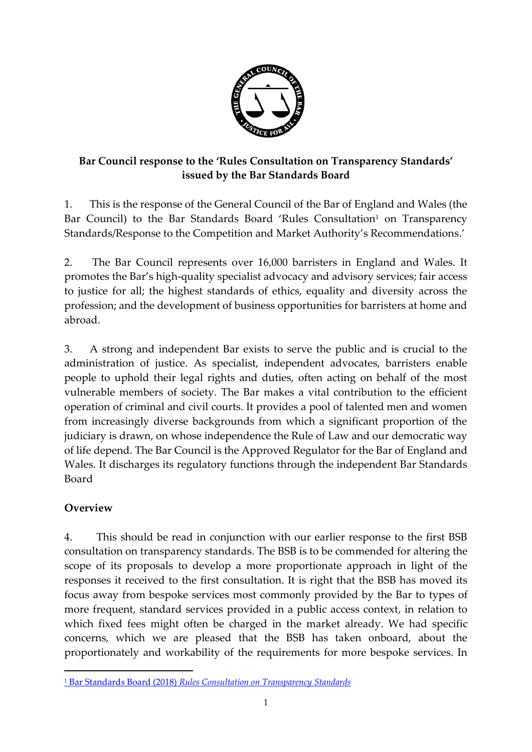**Bar Council response to the 'Rules Consultation on Transparency Standards' issued by the Bar Standards Board**

1. This is the response of the General Council of the Bar of England and Wales (the Bar Council) to the Bar Standards Board 'Rules Consultation[1] on Transparency Standards/Response to the Competition and Market Authority's Recommendations.'

2. The Bar Council represents over 16,000 barristers in England and Wales. It promotes the Bar's high-quality specialist advocacy and advisory services; fair access to justice for all; the highest standards of ethics, equality and diversity across the profession; and the development of business opportunities for barristers at home and abroad.

3. A strong and independent Bar exists to serve the public and is crucial to the administration of justice. As specialist, independent advocates, barristers enable people to uphold their legal rights and duties, often acting on behalf of the most vulnerable members of society. The Bar makes a vital contribution to the efficient operation of criminal and civil courts. It provides a pool of talented men and women from increasingly diverse backgrounds from which a significant proportion of the judiciary is drawn, on whose independence the Rule of Law and our democratic way of life depend. The Bar Council is the Approved Regulator for the Bar of England and Wales. It discharges its regulatory functions through the independent Bar Standards Board

## Overview

4. This should be read in conjunction with our earlier response to the first BSB consultation on transparency standards. The BSB is to be commended for altering the scope of its proposals to develop a more proportionate approach in light of the responses it received to the first consultation. It is right that the BSB has moved its focus away from bespoke services most commonly provided by the Bar to types of more frequent, standard services provided in a public access context, in relation to which fixed fees might often be charged in the market already. We had specific concerns, which we are pleased that the BSB has taken onboard, about the proportionately and workability of the requirements for more bespoke services. In

[1] Bar Standards Board (2018) *Rules Consultation on Transparency Standards*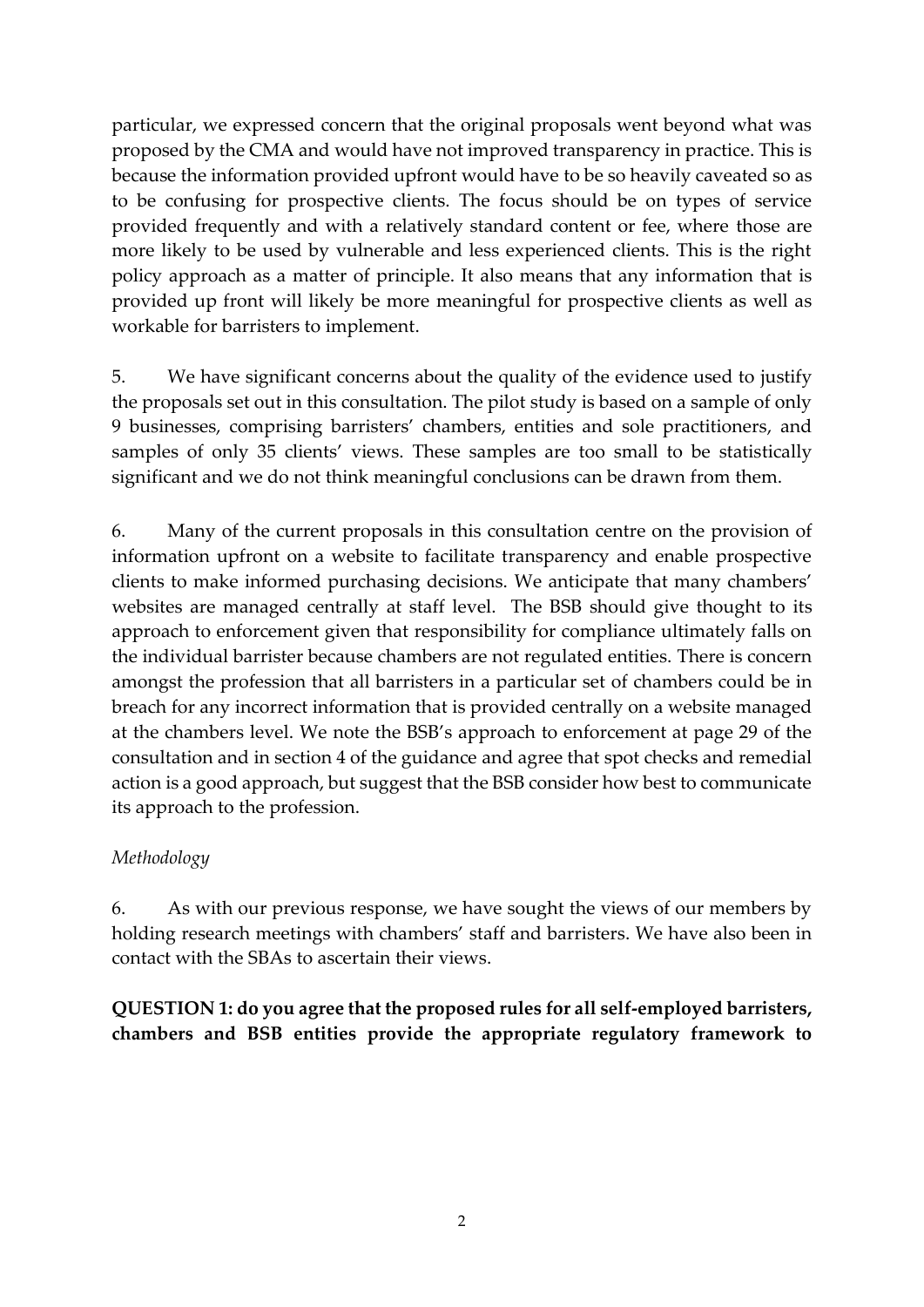particular, we expressed concern that the original proposals went beyond what was proposed by the CMA and would have not improved transparency in practice. This is because the information provided upfront would have to be so heavily caveated so as to be confusing for prospective clients. The focus should be on types of service provided frequently and with a relatively standard content or fee, where those are more likely to be used by vulnerable and less experienced clients. This is the right policy approach as a matter of principle. It also means that any information that is provided up front will likely be more meaningful for prospective clients as well as workable for barristers to implement.

5. We have significant concerns about the quality of the evidence used to justify the proposals set out in this consultation. The pilot study is based on a sample of only 9 businesses, comprising barristers' chambers, entities and sole practitioners, and samples of only 35 clients' views. These samples are too small to be statistically significant and we do not think meaningful conclusions can be drawn from them.

6. Many of the current proposals in this consultation centre on the provision of information upfront on a website to facilitate transparency and enable prospective clients to make informed purchasing decisions. We anticipate that many chambers' websites are managed centrally at staff level. The BSB should give thought to its approach to enforcement given that responsibility for compliance ultimately falls on the individual barrister because chambers are not regulated entities. There is concern amongst the profession that all barristers in a particular set of chambers could be in breach for any incorrect information that is provided centrally on a website managed at the chambers level. We note the BSB's approach to enforcement at page 29 of the consultation and in section 4 of the guidance and agree that spot checks and remedial action is a good approach, but suggest that the BSB consider how best to communicate its approach to the profession.

*Methodology*

6. As with our previous response, we have sought the views of our members by holding research meetings with chambers' staff and barristers. We have also been in contact with the SBAs to ascertain their views.

**QUESTION 1: do you agree that the proposed rules for all self-employed barristers, chambers and BSB entities provide the appropriate regulatory framework to**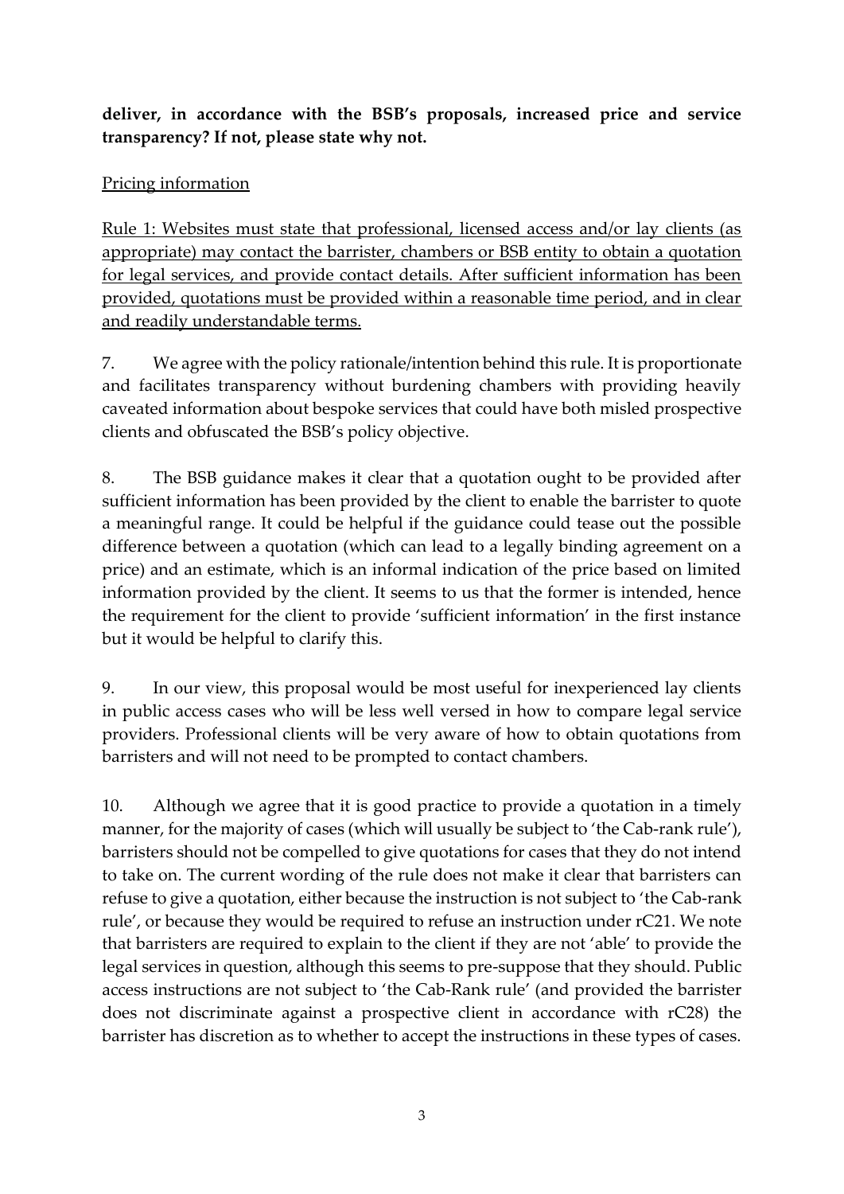**deliver, in accordance with the BSB's proposals, increased price and service transparency? If not, please state why not.**

<u>Pricing information</u>

<u>Rule 1: Websites must state that professional, licensed access and/or lay clients (as appropriate) may contact the barrister, chambers or BSB entity to obtain a quotation for legal services, and provide contact details. After sufficient information has been provided, quotations must be provided within a reasonable time period, and in clear and readily understandable terms.</u>

7. We agree with the policy rationale/intention behind this rule. It is proportionate and facilitates transparency without burdening chambers with providing heavily caveated information about bespoke services that could have both misled prospective clients and obfuscated the BSB's policy objective.

8. The BSB guidance makes it clear that a quotation ought to be provided after sufficient information has been provided by the client to enable the barrister to quote a meaningful range. It could be helpful if the guidance could tease out the possible difference between a quotation (which can lead to a legally binding agreement on a price) and an estimate, which is an informal indication of the price based on limited information provided by the client. It seems to us that the former is intended, hence the requirement for the client to provide 'sufficient information' in the first instance but it would be helpful to clarify this.

9. In our view, this proposal would be most useful for inexperienced lay clients in public access cases who will be less well versed in how to compare legal service providers. Professional clients will be very aware of how to obtain quotations from barristers and will not need to be prompted to contact chambers.

10. Although we agree that it is good practice to provide a quotation in a timely manner, for the majority of cases (which will usually be subject to 'the Cab-rank rule'), barristers should not be compelled to give quotations for cases that they do not intend to take on. The current wording of the rule does not make it clear that barristers can refuse to give a quotation, either because the instruction is not subject to 'the Cab-rank rule', or because they would be required to refuse an instruction under rC21. We note that barristers are required to explain to the client if they are not 'able' to provide the legal services in question, although this seems to pre-suppose that they should. Public access instructions are not subject to 'the Cab-Rank rule' (and provided the barrister does not discriminate against a prospective client in accordance with rC28) the barrister has discretion as to whether to accept the instructions in these types of cases.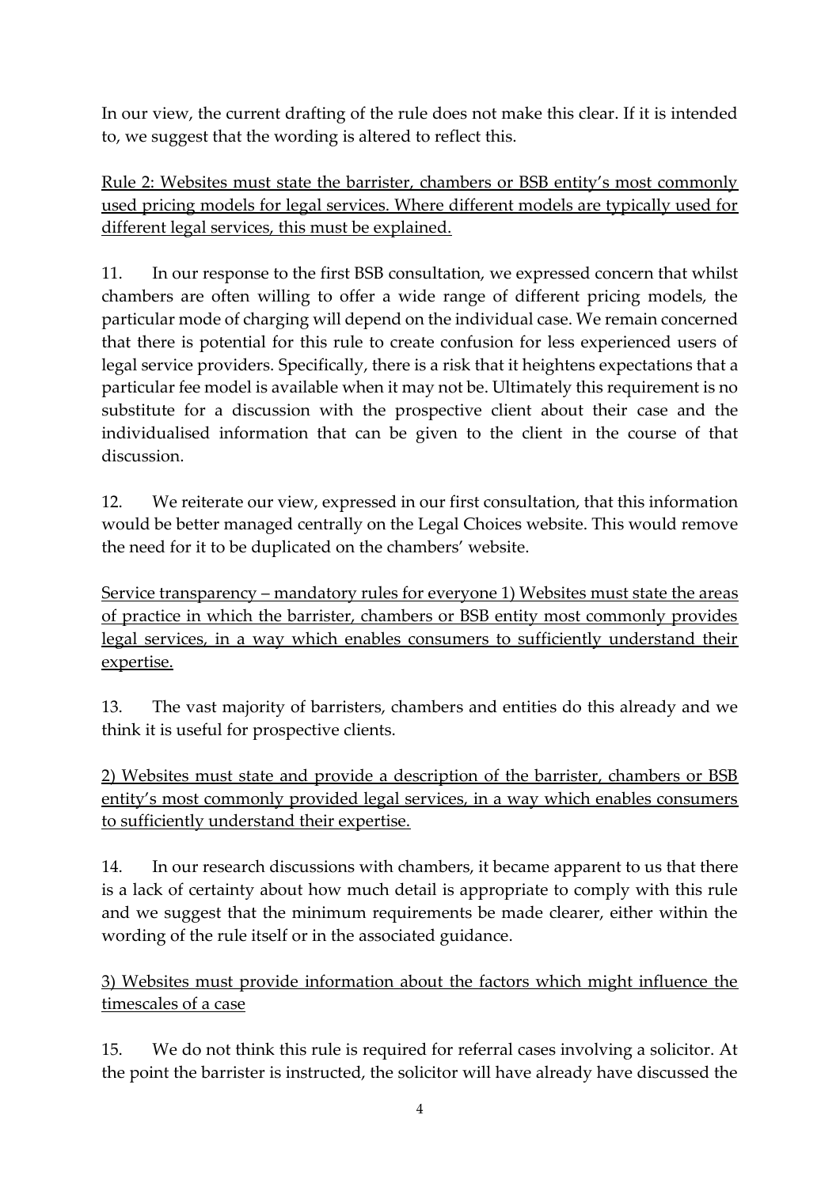In our view, the current drafting of the rule does not make this clear. If it is intended to, we suggest that the wording is altered to reflect this.

<u>Rule 2: Websites must state the barrister, chambers or BSB entity's most commonly used pricing models for legal services. Where different models are typically used for different legal services, this must be explained.</u>

11. In our response to the first BSB consultation, we expressed concern that whilst chambers are often willing to offer a wide range of different pricing models, the particular mode of charging will depend on the individual case. We remain concerned that there is potential for this rule to create confusion for less experienced users of legal service providers. Specifically, there is a risk that it heightens expectations that a particular fee model is available when it may not be. Ultimately this requirement is no substitute for a discussion with the prospective client about their case and the individualised information that can be given to the client in the course of that discussion.

12. We reiterate our view, expressed in our first consultation, that this information would be better managed centrally on the Legal Choices website. This would remove the need for it to be duplicated on the chambers' website.

<u>Service transparency – mandatory rules for everyone 1) Websites must state the areas of practice in which the barrister, chambers or BSB entity most commonly provides legal services, in a way which enables consumers to sufficiently understand their expertise.</u>

13. The vast majority of barristers, chambers and entities do this already and we think it is useful for prospective clients.

<u>2) Websites must state and provide a description of the barrister, chambers or BSB entity's most commonly provided legal services, in a way which enables consumers to sufficiently understand their expertise.</u>

14. In our research discussions with chambers, it became apparent to us that there is a lack of certainty about how much detail is appropriate to comply with this rule and we suggest that the minimum requirements be made clearer, either within the wording of the rule itself or in the associated guidance.

<u>3) Websites must provide information about the factors which might influence the timescales of a case</u>

15. We do not think this rule is required for referral cases involving a solicitor. At the point the barrister is instructed, the solicitor will have already have discussed the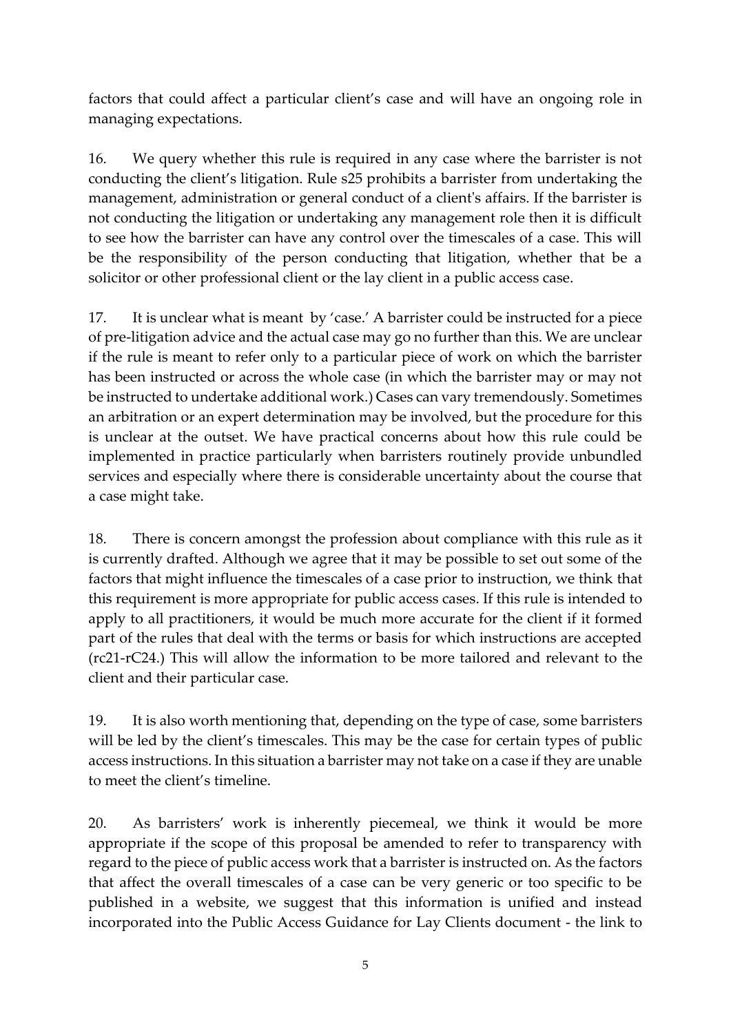factors that could affect a particular client's case and will have an ongoing role in managing expectations.

16. We query whether this rule is required in any case where the barrister is not conducting the client's litigation. Rule s25 prohibits a barrister from undertaking the management, administration or general conduct of a client's affairs. If the barrister is not conducting the litigation or undertaking any management role then it is difficult to see how the barrister can have any control over the timescales of a case. This will be the responsibility of the person conducting that litigation, whether that be a solicitor or other professional client or the lay client in a public access case.

17. It is unclear what is meant by 'case.' A barrister could be instructed for a piece of pre-litigation advice and the actual case may go no further than this. We are unclear if the rule is meant to refer only to a particular piece of work on which the barrister has been instructed or across the whole case (in which the barrister may or may not be instructed to undertake additional work.) Cases can vary tremendously. Sometimes an arbitration or an expert determination may be involved, but the procedure for this is unclear at the outset. We have practical concerns about how this rule could be implemented in practice particularly when barristers routinely provide unbundled services and especially where there is considerable uncertainty about the course that a case might take.

18. There is concern amongst the profession about compliance with this rule as it is currently drafted. Although we agree that it may be possible to set out some of the factors that might influence the timescales of a case prior to instruction, we think that this requirement is more appropriate for public access cases. If this rule is intended to apply to all practitioners, it would be much more accurate for the client if it formed part of the rules that deal with the terms or basis for which instructions are accepted (rc21-rC24.) This will allow the information to be more tailored and relevant to the client and their particular case.

19. It is also worth mentioning that, depending on the type of case, some barristers will be led by the client's timescales. This may be the case for certain types of public access instructions. In this situation a barrister may not take on a case if they are unable to meet the client's timeline.

20. As barristers' work is inherently piecemeal, we think it would be more appropriate if the scope of this proposal be amended to refer to transparency with regard to the piece of public access work that a barrister is instructed on. As the factors that affect the overall timescales of a case can be very generic or too specific to be published in a website, we suggest that this information is unified and instead incorporated into the Public Access Guidance for Lay Clients document - the link to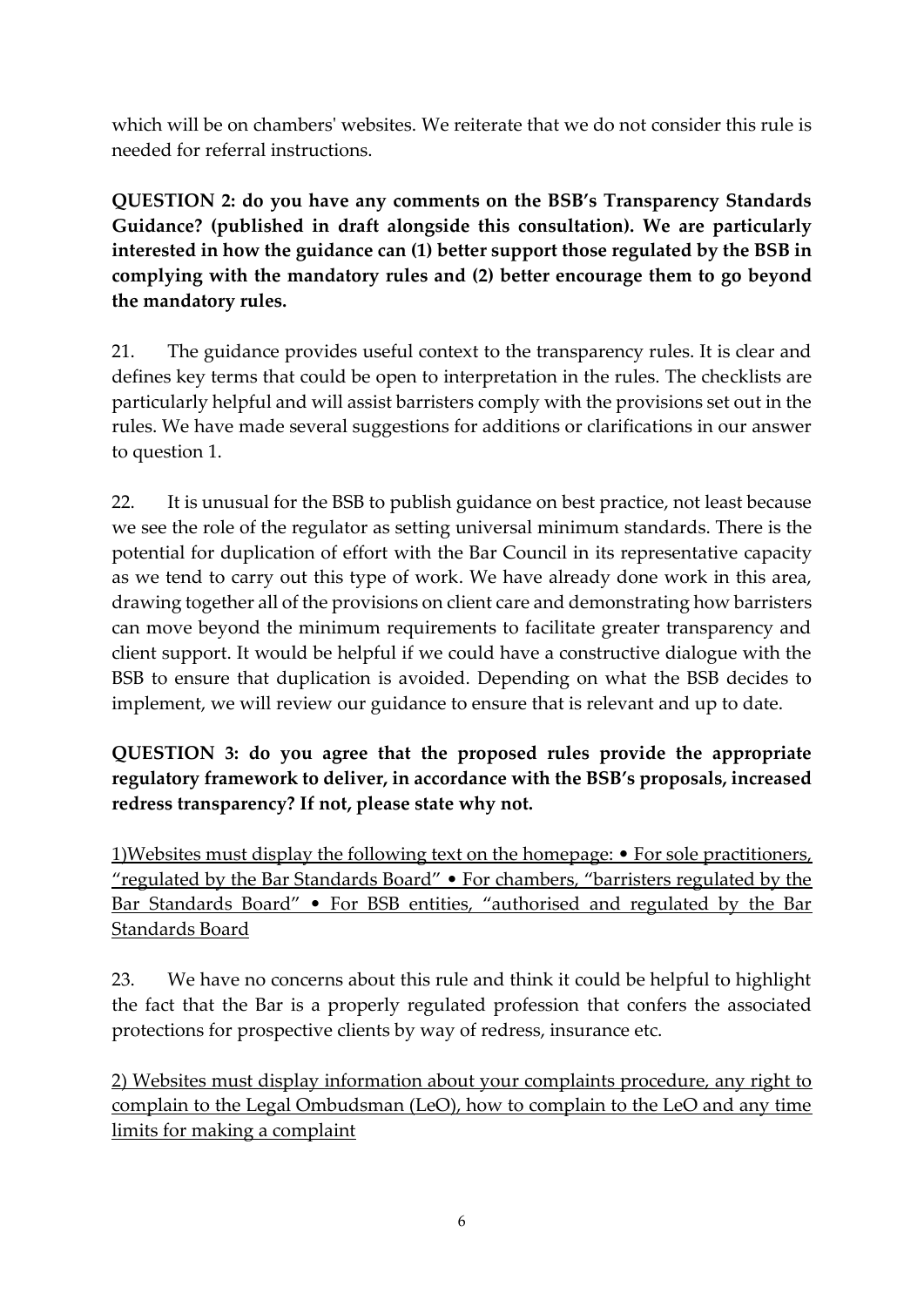which will be on chambers' websites. We reiterate that we do not consider this rule is needed for referral instructions.

**QUESTION 2: do you have any comments on the BSB's Transparency Standards Guidance? (published in draft alongside this consultation). We are particularly interested in how the guidance can (1) better support those regulated by the BSB in complying with the mandatory rules and (2) better encourage them to go beyond the mandatory rules.**

21. The guidance provides useful context to the transparency rules. It is clear and defines key terms that could be open to interpretation in the rules. The checklists are particularly helpful and will assist barristers comply with the provisions set out in the rules. We have made several suggestions for additions or clarifications in our answer to question 1.

22. It is unusual for the BSB to publish guidance on best practice, not least because we see the role of the regulator as setting universal minimum standards. There is the potential for duplication of effort with the Bar Council in its representative capacity as we tend to carry out this type of work. We have already done work in this area, drawing together all of the provisions on client care and demonstrating how barristers can move beyond the minimum requirements to facilitate greater transparency and client support. It would be helpful if we could have a constructive dialogue with the BSB to ensure that duplication is avoided. Depending on what the BSB decides to implement, we will review our guidance to ensure that is relevant and up to date.

**QUESTION 3: do you agree that the proposed rules provide the appropriate regulatory framework to deliver, in accordance with the BSB's proposals, increased redress transparency? If not, please state why not.**

<u>1)Websites must display the following text on the homepage: • For sole practitioners, "regulated by the Bar Standards Board" • For chambers, "barristers regulated by the Bar Standards Board" • For BSB entities, "authorised and regulated by the Bar Standards Board</u>

23. We have no concerns about this rule and think it could be helpful to highlight the fact that the Bar is a properly regulated profession that confers the associated protections for prospective clients by way of redress, insurance etc.

<u>2) Websites must display information about your complaints procedure, any right to complain to the Legal Ombudsman (LeO), how to complain to the LeO and any time limits for making a complaint</u>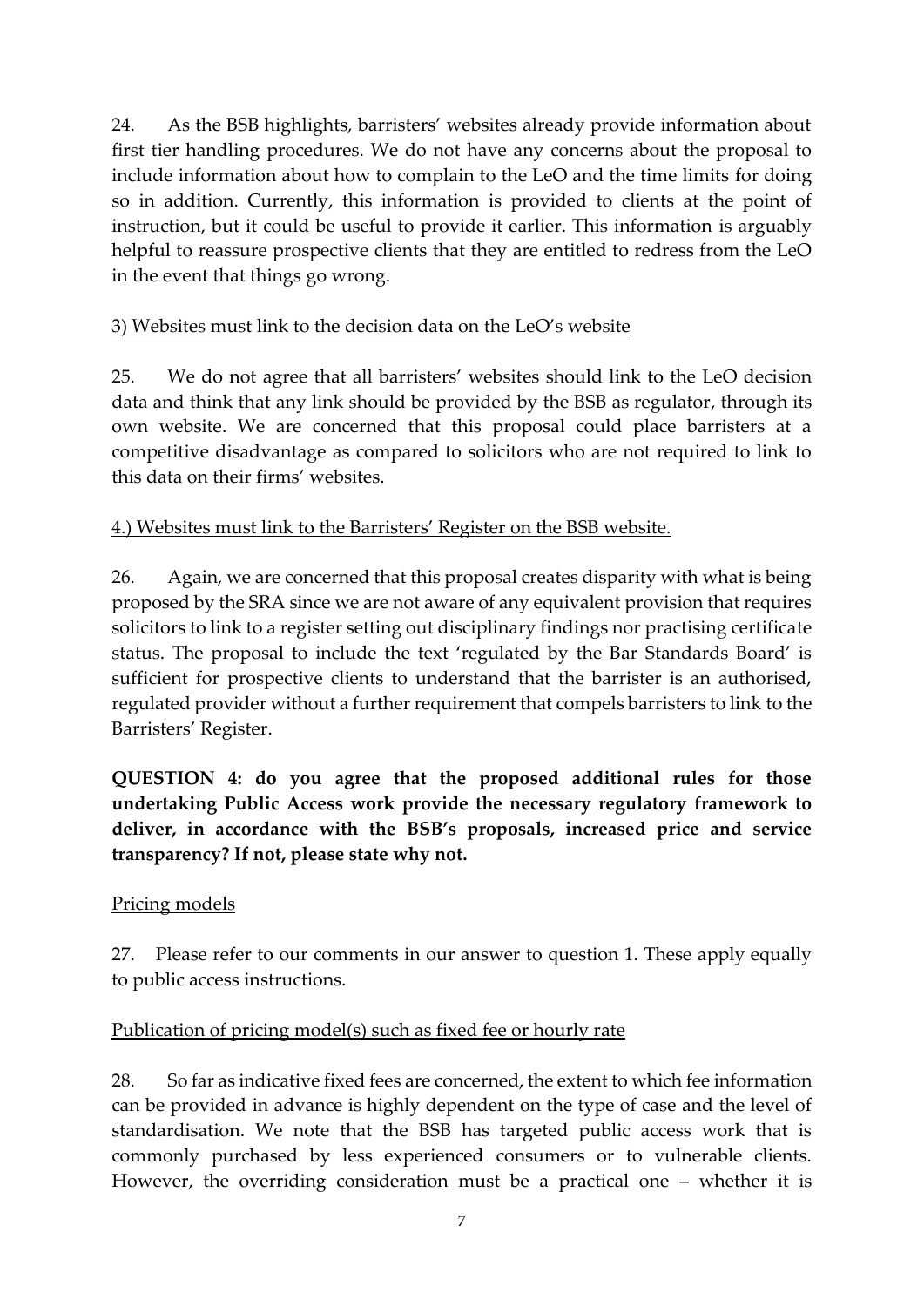24. As the BSB highlights, barristers' websites already provide information about first tier handling procedures. We do not have any concerns about the proposal to include information about how to complain to the LeO and the time limits for doing so in addition. Currently, this information is provided to clients at the point of instruction, but it could be useful to provide it earlier. This information is arguably helpful to reassure prospective clients that they are entitled to redress from the LeO in the event that things go wrong.

<u>3) Websites must link to the decision data on the LeO's website</u>

25. We do not agree that all barristers' websites should link to the LeO decision data and think that any link should be provided by the BSB as regulator, through its own website. We are concerned that this proposal could place barristers at a competitive disadvantage as compared to solicitors who are not required to link to this data on their firms' websites.

<u>4.) Websites must link to the Barristers' Register on the BSB website.</u>

26. Again, we are concerned that this proposal creates disparity with what is being proposed by the SRA since we are not aware of any equivalent provision that requires solicitors to link to a register setting out disciplinary findings nor practising certificate status. The proposal to include the text 'regulated by the Bar Standards Board' is sufficient for prospective clients to understand that the barrister is an authorised, regulated provider without a further requirement that compels barristers to link to the Barristers' Register.

**QUESTION 4: do you agree that the proposed additional rules for those undertaking Public Access work provide the necessary regulatory framework to deliver, in accordance with the BSB's proposals, increased price and service transparency? If not, please state why not.**

<u>Pricing models</u>

27. Please refer to our comments in our answer to question 1. These apply equally to public access instructions.

<u>Publication of pricing model(s) such as fixed fee or hourly rate</u>

28. So far as indicative fixed fees are concerned, the extent to which fee information can be provided in advance is highly dependent on the type of case and the level of standardisation. We note that the BSB has targeted public access work that is commonly purchased by less experienced consumers or to vulnerable clients. However, the overriding consideration must be a practical one – whether it is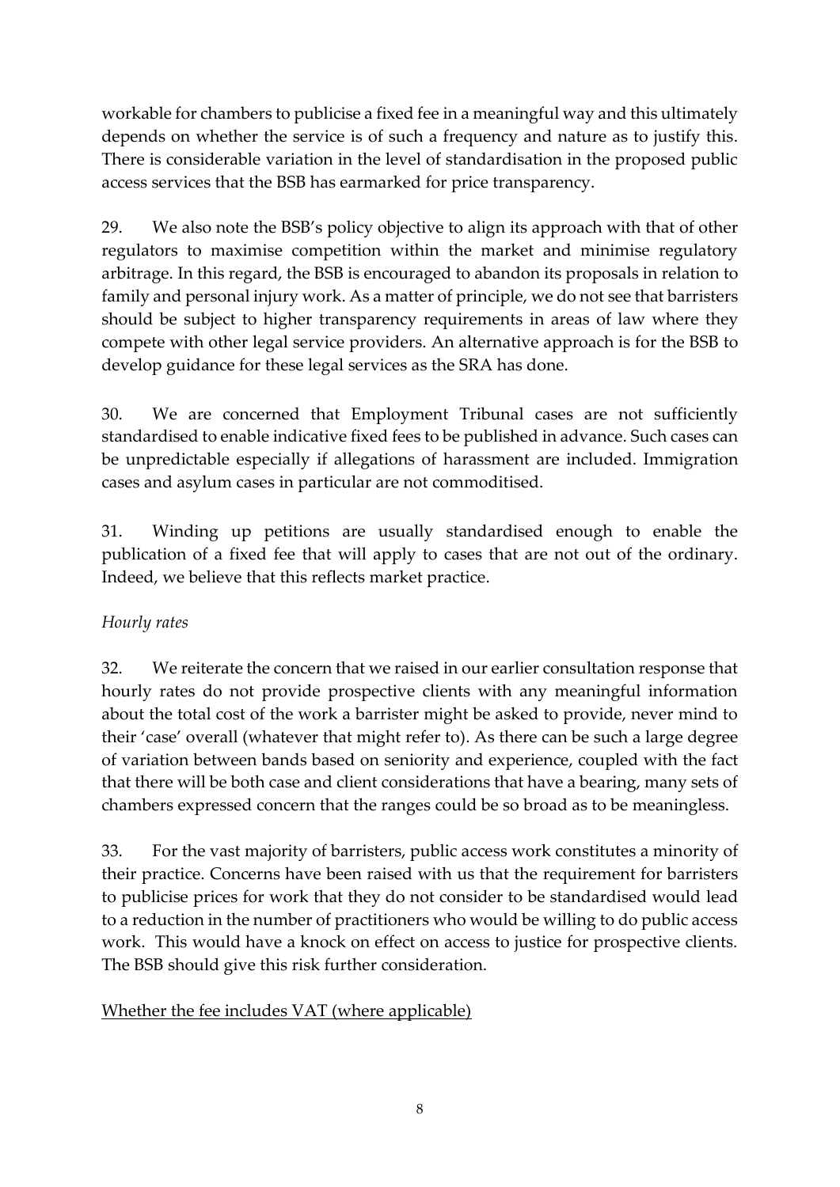workable for chambers to publicise a fixed fee in a meaningful way and this ultimately depends on whether the service is of such a frequency and nature as to justify this. There is considerable variation in the level of standardisation in the proposed public access services that the BSB has earmarked for price transparency.

29. We also note the BSB's policy objective to align its approach with that of other regulators to maximise competition within the market and minimise regulatory arbitrage. In this regard, the BSB is encouraged to abandon its proposals in relation to family and personal injury work. As a matter of principle, we do not see that barristers should be subject to higher transparency requirements in areas of law where they compete with other legal service providers. An alternative approach is for the BSB to develop guidance for these legal services as the SRA has done.

30. We are concerned that Employment Tribunal cases are not sufficiently standardised to enable indicative fixed fees to be published in advance. Such cases can be unpredictable especially if allegations of harassment are included. Immigration cases and asylum cases in particular are not commoditised.

31. Winding up petitions are usually standardised enough to enable the publication of a fixed fee that will apply to cases that are not out of the ordinary. Indeed, we believe that this reflects market practice.

*Hourly rates*

32. We reiterate the concern that we raised in our earlier consultation response that hourly rates do not provide prospective clients with any meaningful information about the total cost of the work a barrister might be asked to provide, never mind to their 'case' overall (whatever that might refer to). As there can be such a large degree of variation between bands based on seniority and experience, coupled with the fact that there will be both case and client considerations that have a bearing, many sets of chambers expressed concern that the ranges could be so broad as to be meaningless.

33. For the vast majority of barristers, public access work constitutes a minority of their practice. Concerns have been raised with us that the requirement for barristers to publicise prices for work that they do not consider to be standardised would lead to a reduction in the number of practitioners who would be willing to do public access work. This would have a knock on effect on access to justice for prospective clients. The BSB should give this risk further consideration.

<u>Whether the fee includes VAT (where applicable)</u>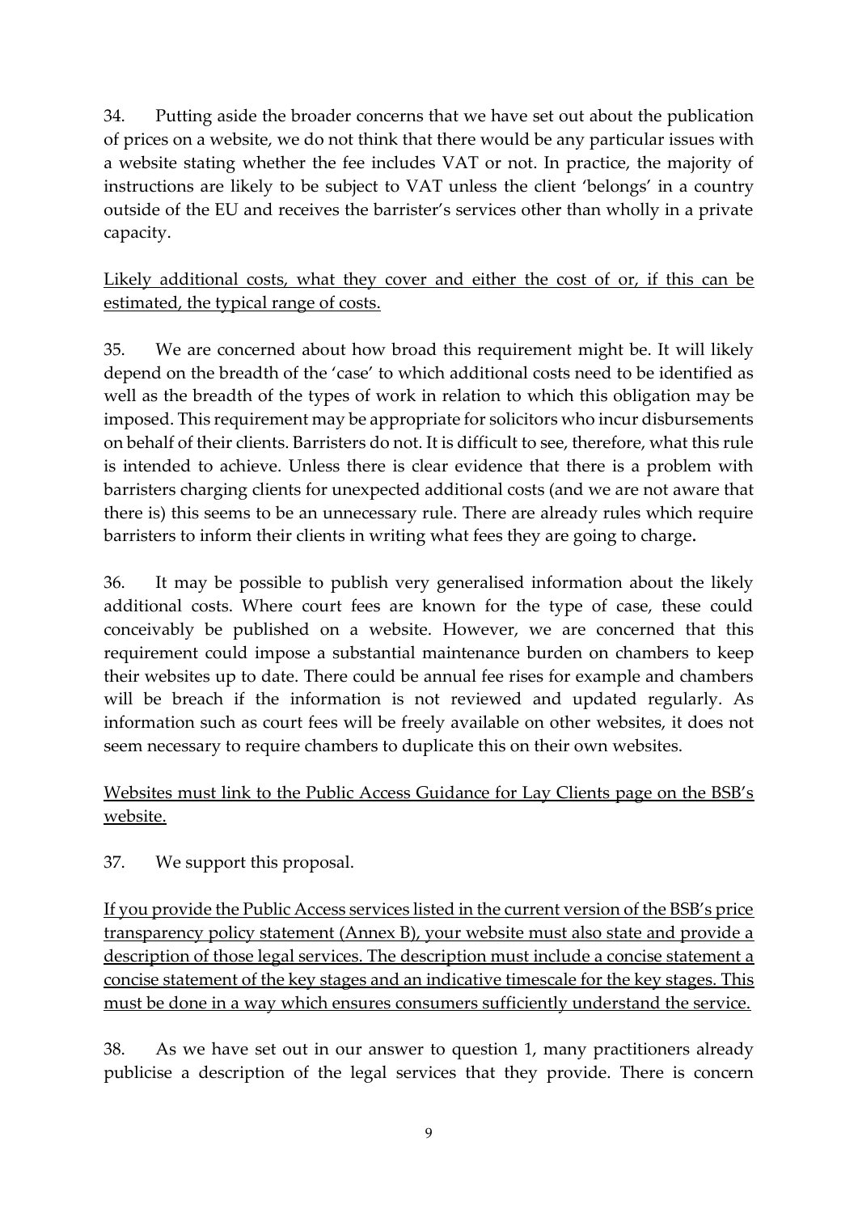34. Putting aside the broader concerns that we have set out about the publication of prices on a website, we do not think that there would be any particular issues with a website stating whether the fee includes VAT or not. In practice, the majority of instructions are likely to be subject to VAT unless the client 'belongs' in a country outside of the EU and receives the barrister's services other than wholly in a private capacity.

<u>Likely additional costs, what they cover and either the cost of or, if this can be estimated, the typical range of costs.</u>

35. We are concerned about how broad this requirement might be. It will likely depend on the breadth of the 'case' to which additional costs need to be identified as well as the breadth of the types of work in relation to which this obligation may be imposed. This requirement may be appropriate for solicitors who incur disbursements on behalf of their clients. Barristers do not. It is difficult to see, therefore, what this rule is intended to achieve. Unless there is clear evidence that there is a problem with barristers charging clients for unexpected additional costs (and we are not aware that there is) this seems to be an unnecessary rule. There are already rules which require barristers to inform their clients in writing what fees they are going to charge**.**

36. It may be possible to publish very generalised information about the likely additional costs. Where court fees are known for the type of case, these could conceivably be published on a website. However, we are concerned that this requirement could impose a substantial maintenance burden on chambers to keep their websites up to date. There could be annual fee rises for example and chambers will be breach if the information is not reviewed and updated regularly. As information such as court fees will be freely available on other websites, it does not seem necessary to require chambers to duplicate this on their own websites.

<u>Websites must link to the Public Access Guidance for Lay Clients page on the BSB's website.</u>

37. We support this proposal.

<u>If you provide the Public Access services listed in the current version of the BSB's price transparency policy statement (Annex B), your website must also state and provide a description of those legal services. The description must include a concise statement a concise statement of the key stages and an indicative timescale for the key stages. This must be done in a way which ensures consumers sufficiently understand the service.</u>

38. As we have set out in our answer to question 1, many practitioners already publicise a description of the legal services that they provide. There is concern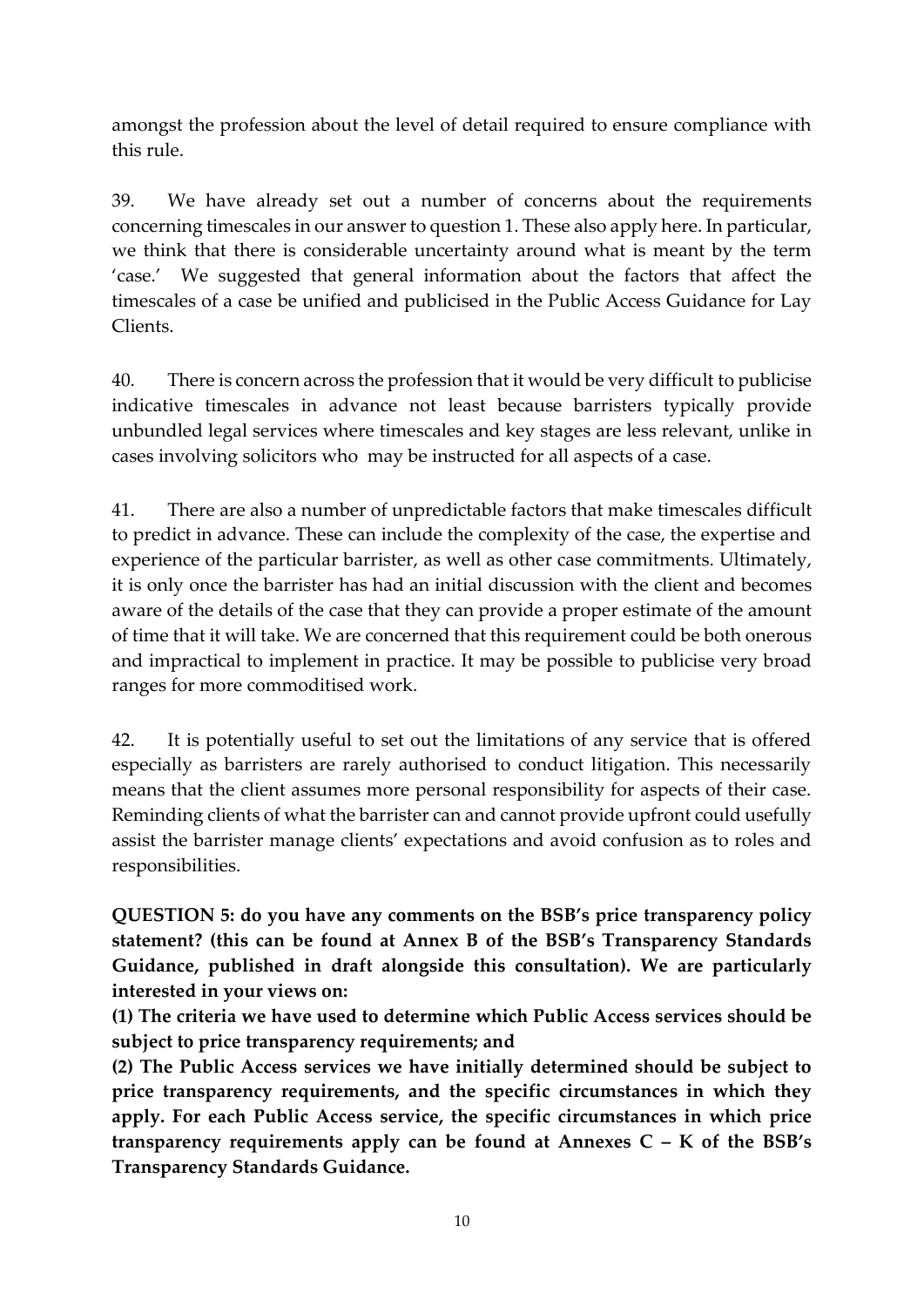amongst the profession about the level of detail required to ensure compliance with this rule.

39. We have already set out a number of concerns about the requirements concerning timescales in our answer to question 1. These also apply here. In particular, we think that there is considerable uncertainty around what is meant by the term 'case.' We suggested that general information about the factors that affect the timescales of a case be unified and publicised in the Public Access Guidance for Lay Clients.

40. There is concern across the profession that it would be very difficult to publicise indicative timescales in advance not least because barristers typically provide unbundled legal services where timescales and key stages are less relevant, unlike in cases involving solicitors who may be instructed for all aspects of a case.

41. There are also a number of unpredictable factors that make timescales difficult to predict in advance. These can include the complexity of the case, the expertise and experience of the particular barrister, as well as other case commitments. Ultimately, it is only once the barrister has had an initial discussion with the client and becomes aware of the details of the case that they can provide a proper estimate of the amount of time that it will take. We are concerned that this requirement could be both onerous and impractical to implement in practice. It may be possible to publicise very broad ranges for more commoditised work.

42. It is potentially useful to set out the limitations of any service that is offered especially as barristers are rarely authorised to conduct litigation. This necessarily means that the client assumes more personal responsibility for aspects of their case. Reminding clients of what the barrister can and cannot provide upfront could usefully assist the barrister manage clients' expectations and avoid confusion as to roles and responsibilities.

**QUESTION 5: do you have any comments on the BSB's price transparency policy statement? (this can be found at Annex B of the BSB's Transparency Standards Guidance, published in draft alongside this consultation). We are particularly interested in your views on:**

**(1) The criteria we have used to determine which Public Access services should be subject to price transparency requirements; and**

**(2) The Public Access services we have initially determined should be subject to price transparency requirements, and the specific circumstances in which they apply. For each Public Access service, the specific circumstances in which price transparency requirements apply can be found at Annexes C – K of the BSB's Transparency Standards Guidance.**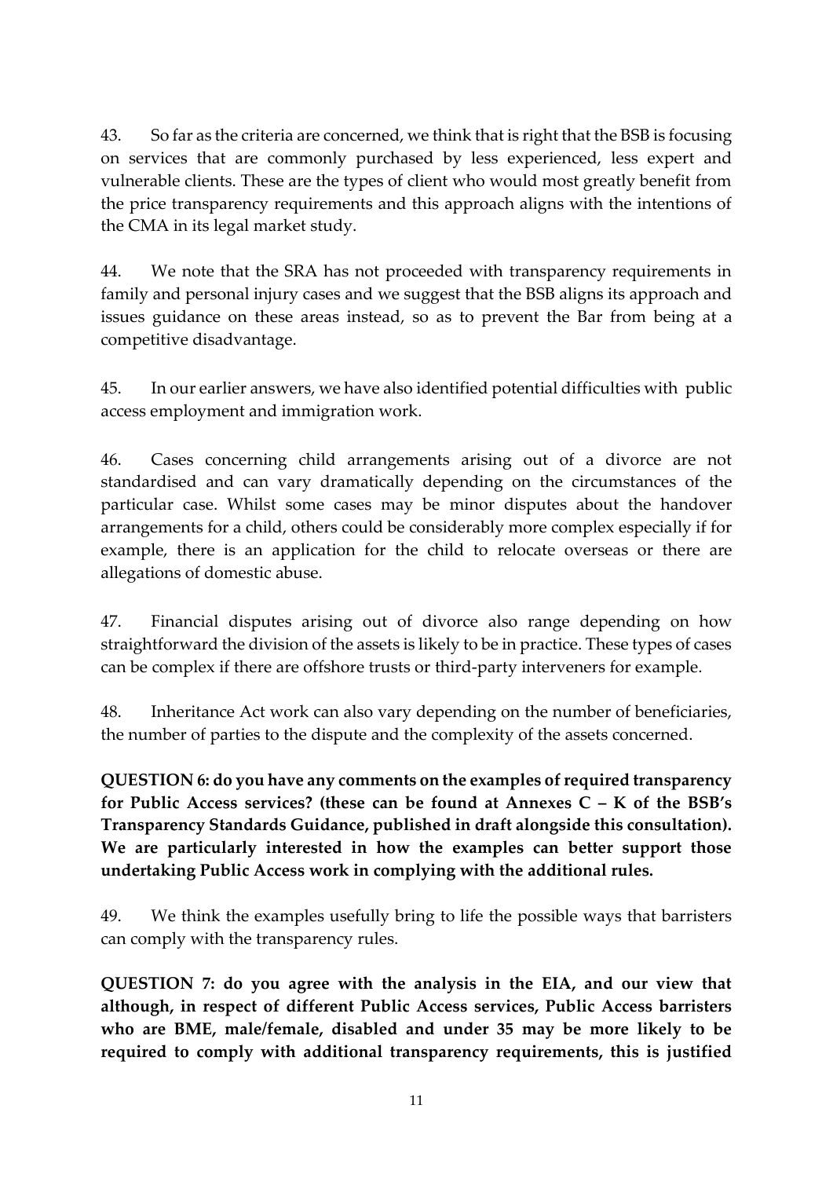43. So far as the criteria are concerned, we think that is right that the BSB is focusing on services that are commonly purchased by less experienced, less expert and vulnerable clients. These are the types of client who would most greatly benefit from the price transparency requirements and this approach aligns with the intentions of the CMA in its legal market study.

44. We note that the SRA has not proceeded with transparency requirements in family and personal injury cases and we suggest that the BSB aligns its approach and issues guidance on these areas instead, so as to prevent the Bar from being at a competitive disadvantage.

45. In our earlier answers, we have also identified potential difficulties with public access employment and immigration work.

46. Cases concerning child arrangements arising out of a divorce are not standardised and can vary dramatically depending on the circumstances of the particular case. Whilst some cases may be minor disputes about the handover arrangements for a child, others could be considerably more complex especially if for example, there is an application for the child to relocate overseas or there are allegations of domestic abuse.

47. Financial disputes arising out of divorce also range depending on how straightforward the division of the assets is likely to be in practice. These types of cases can be complex if there are offshore trusts or third-party interveners for example.

48. Inheritance Act work can also vary depending on the number of beneficiaries, the number of parties to the dispute and the complexity of the assets concerned.

**QUESTION 6: do you have any comments on the examples of required transparency for Public Access services? (these can be found at Annexes C – K of the BSB's Transparency Standards Guidance, published in draft alongside this consultation). We are particularly interested in how the examples can better support those undertaking Public Access work in complying with the additional rules.**

49. We think the examples usefully bring to life the possible ways that barristers can comply with the transparency rules.

**QUESTION 7: do you agree with the analysis in the EIA, and our view that although, in respect of different Public Access services, Public Access barristers who are BME, male/female, disabled and under 35 may be more likely to be required to comply with additional transparency requirements, this is justified**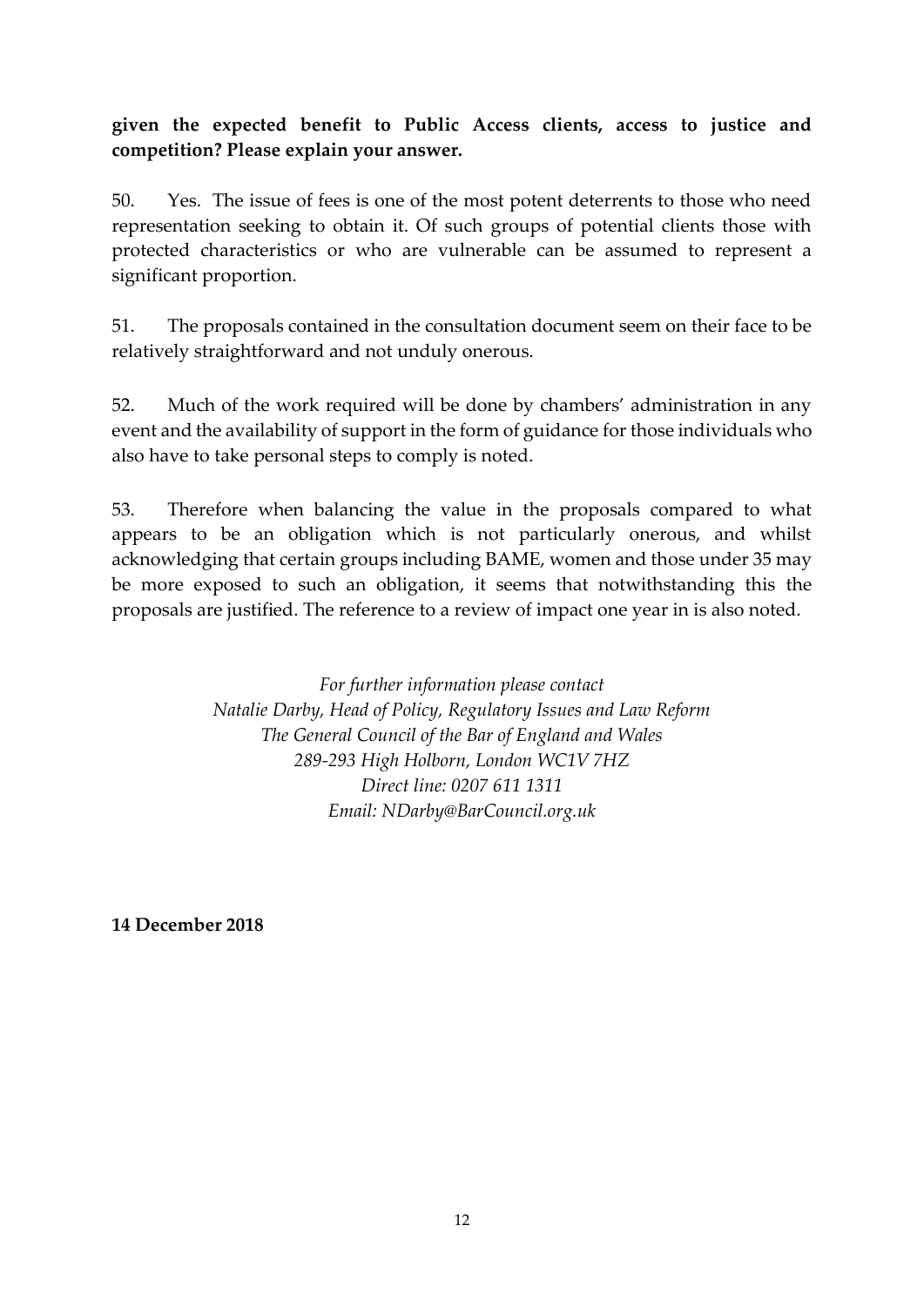**given the expected benefit to Public Access clients, access to justice and competition? Please explain your answer.**

50. Yes. The issue of fees is one of the most potent deterrents to those who need representation seeking to obtain it. Of such groups of potential clients those with protected characteristics or who are vulnerable can be assumed to represent a significant proportion.

51. The proposals contained in the consultation document seem on their face to be relatively straightforward and not unduly onerous.

52. Much of the work required will be done by chambers' administration in any event and the availability of support in the form of guidance for those individuals who also have to take personal steps to comply is noted.

53. Therefore when balancing the value in the proposals compared to what appears to be an obligation which is not particularly onerous, and whilst acknowledging that certain groups including BAME, women and those under 35 may be more exposed to such an obligation, it seems that notwithstanding this the proposals are justified. The reference to a review of impact one year in is also noted.

*For further information please contact*
*Natalie Darby, Head of Policy, Regulatory Issues and Law Reform*
*The General Council of the Bar of England and Wales*
*289-293 High Holborn, London WC1V 7HZ*
*Direct line: 0207 611 1311*
*Email: NDarby@BarCouncil.org.uk*

**14 December 2018**